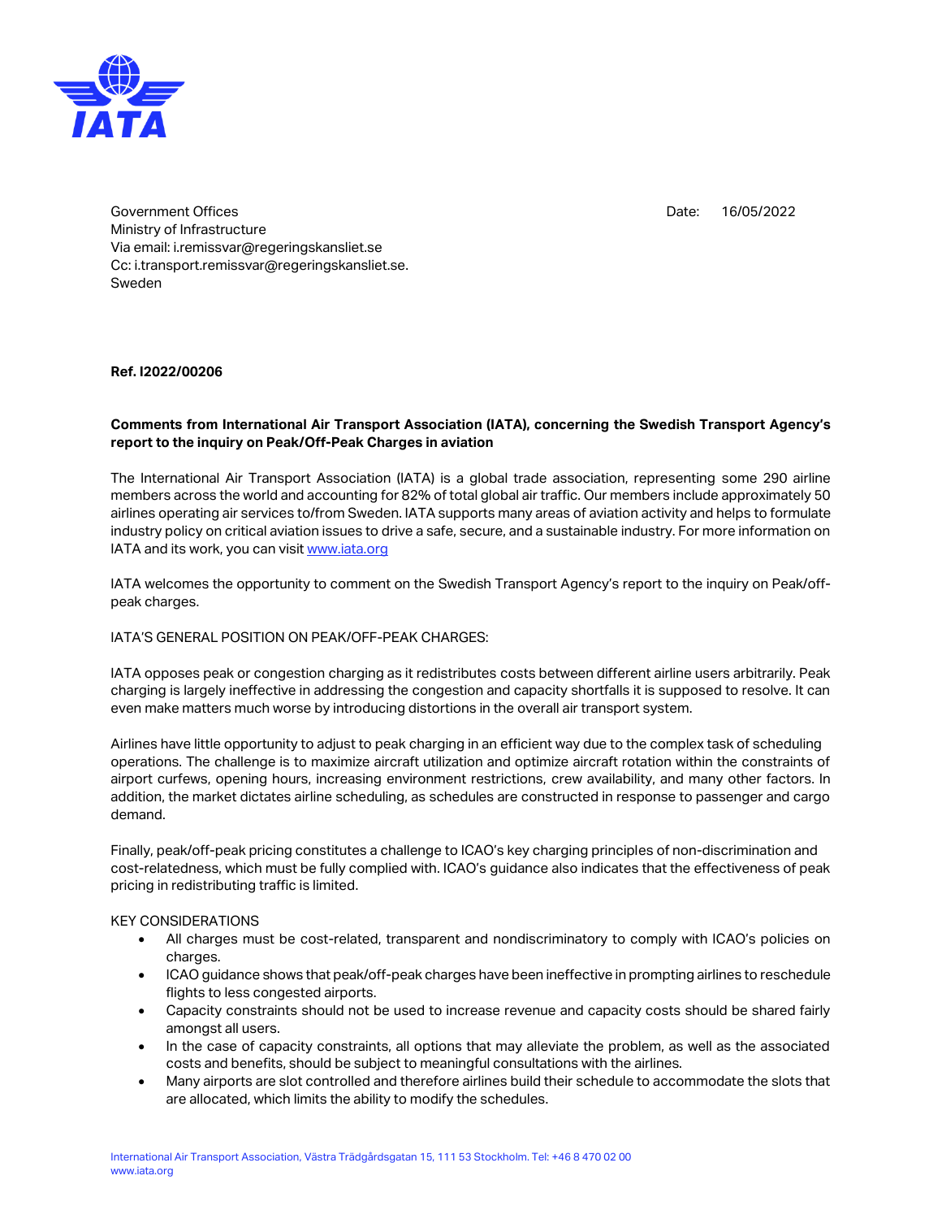Government Offices
Ministry of Infrastructure
Via email: i.remissvar@regeringskansliet.se
Cc: i.transport.remissvar@regeringskansliet.se.
Sweden

Date: 16/05/2022

**Ref. I2022/00206**

**Comments from International Air Transport Association (IATA), concerning the Swedish Transport Agency's report to the inquiry on Peak/Off-Peak Charges in aviation**

The International Air Transport Association (IATA) is a global trade association, representing some 290 airline members across the world and accounting for 82% of total global air traffic. Our members include approximately 50 airlines operating air services to/from Sweden. IATA supports many areas of aviation activity and helps to formulate industry policy on critical aviation issues to drive a safe, secure, and a sustainable industry. For more information on IATA and its work, you can visit [www.iata.org](http://www.iata.org)

IATA welcomes the opportunity to comment on the Swedish Transport Agency's report to the inquiry on Peak/off-peak charges.

IATA'S GENERAL POSITION ON PEAK/OFF-PEAK CHARGES:

IATA opposes peak or congestion charging as it redistributes costs between different airline users arbitrarily. Peak charging is largely ineffective in addressing the congestion and capacity shortfalls it is supposed to resolve. It can even make matters much worse by introducing distortions in the overall air transport system.

Airlines have little opportunity to adjust to peak charging in an efficient way due to the complex task of scheduling operations. The challenge is to maximize aircraft utilization and optimize aircraft rotation within the constraints of airport curfews, opening hours, increasing environment restrictions, crew availability, and many other factors. In addition, the market dictates airline scheduling, as schedules are constructed in response to passenger and cargo demand.

Finally, peak/off-peak pricing constitutes a challenge to ICAO's key charging principles of non-discrimination and cost-relatedness, which must be fully complied with. ICAO's guidance also indicates that the effectiveness of peak pricing in redistributing traffic is limited.

KEY CONSIDERATIONS

- All charges must be cost-related, transparent and nondiscriminatory to comply with ICAO's policies on charges.
- ICAO guidance shows that peak/off-peak charges have been ineffective in prompting airlines to reschedule flights to less congested airports.
- Capacity constraints should not be used to increase revenue and capacity costs should be shared fairly amongst all users.
- In the case of capacity constraints, all options that may alleviate the problem, as well as the associated costs and benefits, should be subject to meaningful consultations with the airlines.
- Many airports are slot controlled and therefore airlines build their schedule to accommodate the slots that are allocated, which limits the ability to modify the schedules.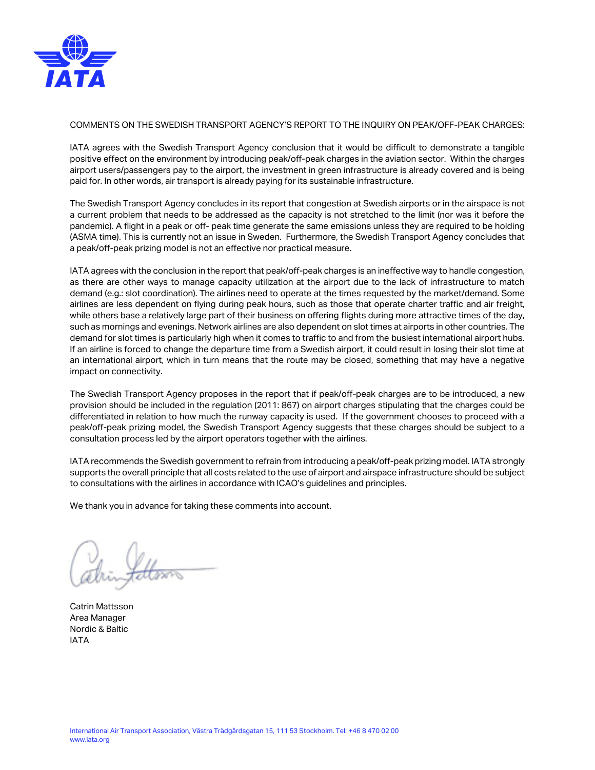COMMENTS ON THE SWEDISH TRANSPORT AGENCY'S REPORT TO THE INQUIRY ON PEAK/OFF-PEAK CHARGES:

IATA agrees with the Swedish Transport Agency conclusion that it would be difficult to demonstrate a tangible positive effect on the environment by introducing peak/off-peak charges in the aviation sector. Within the charges airport users/passengers pay to the airport, the investment in green infrastructure is already covered and is being paid for. In other words, air transport is already paying for its sustainable infrastructure.

The Swedish Transport Agency concludes in its report that congestion at Swedish airports or in the airspace is not a current problem that needs to be addressed as the capacity is not stretched to the limit (nor was it before the pandemic). A flight in a peak or off- peak time generate the same emissions unless they are required to be holding (ASMA time). This is currently not an issue in Sweden. Furthermore, the Swedish Transport Agency concludes that a peak/off-peak prizing model is not an effective nor practical measure.

IATA agrees with the conclusion in the report that peak/off-peak charges is an ineffective way to handle congestion, as there are other ways to manage capacity utilization at the airport due to the lack of infrastructure to match demand (e.g.: slot coordination). The airlines need to operate at the times requested by the market/demand. Some airlines are less dependent on flying during peak hours, such as those that operate charter traffic and air freight, while others base a relatively large part of their business on offering flights during more attractive times of the day, such as mornings and evenings. Network airlines are also dependent on slot times at airports in other countries. The demand for slot times is particularly high when it comes to traffic to and from the busiest international airport hubs. If an airline is forced to change the departure time from a Swedish airport, it could result in losing their slot time at an international airport, which in turn means that the route may be closed, something that may have a negative impact on connectivity.

The Swedish Transport Agency proposes in the report that if peak/off-peak charges are to be introduced, a new provision should be included in the regulation (2011: 867) on airport charges stipulating that the charges could be differentiated in relation to how much the runway capacity is used. If the government chooses to proceed with a peak/off-peak prizing model, the Swedish Transport Agency suggests that these charges should be subject to a consultation process led by the airport operators together with the airlines.

IATA recommends the Swedish government to refrain from introducing a peak/off-peak prizing model. IATA strongly supports the overall principle that all costs related to the use of airport and airspace infrastructure should be subject to consultations with the airlines in accordance with ICAO's guidelines and principles.

We thank you in advance for taking these comments into account.

Catrin Mattsson
Area Manager
Nordic & Baltic
IATA

International Air Transport Association, Västra Trädgårdsgatan 15, 111 53 Stockholm. Tel: +46 8 470 02 00
www.iata.org